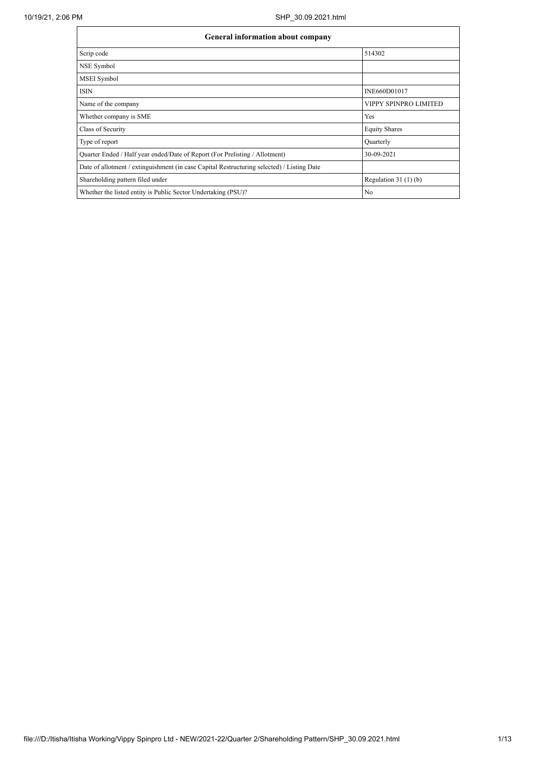| General information about company | |
|---|---|
| Scrip code | 514302 |
| NSE Symbol | |
| MSEI Symbol | |
| ISIN | INE660D01017 |
| Name of the company | VIPPY SPINPRO LIMITED |
| Whether company is SME | Yes |
| Class of Security | Equity Shares |
| Type of report | Quarterly |
| Quarter Ended / Half year ended/Date of Report (For Prelisting / Allotment) | 30-09-2021 |
| Date of allotment / extinguishment (in case Capital Restructuring selected) / Listing Date | |
| Shareholding pattern filed under | Regulation 31 (1) (b) |
| Whether the listed entity is Public Sector Undertaking (PSU)? | No |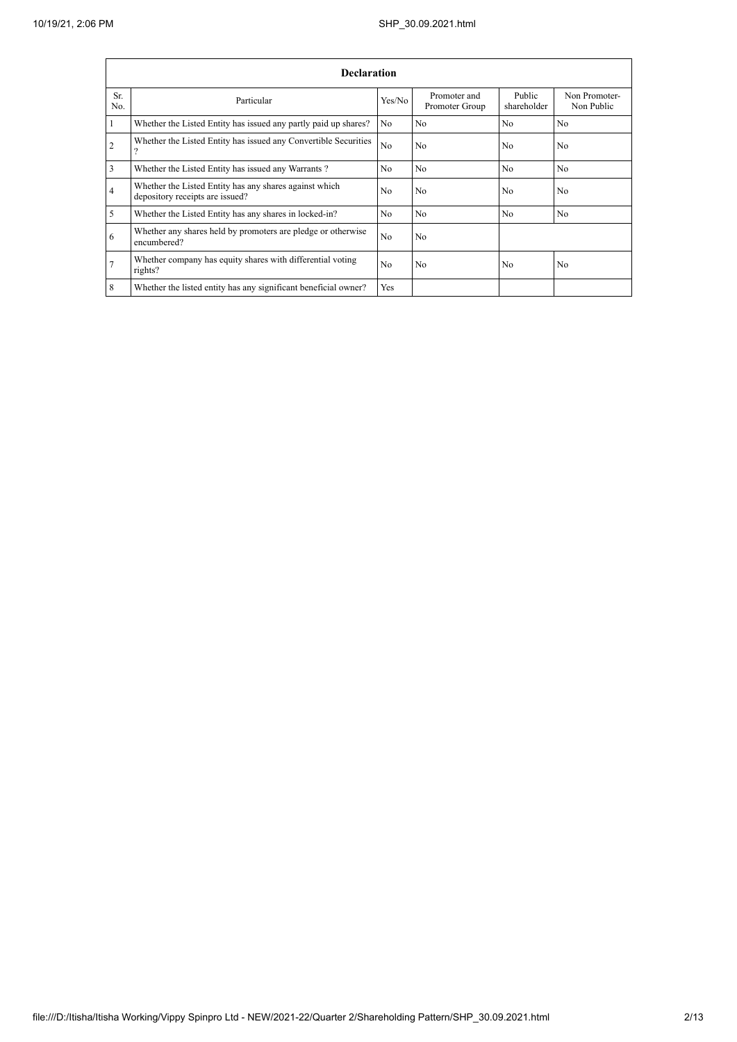| Declaration | | | | | |
|---|---|---|---|---|---|
| Sr. No. | Particular | Yes/No | Promoter and Promoter Group | Public shareholder | Non Promoter- Non Public |
| 1 | Whether the Listed Entity has issued any partly paid up shares? | No | No | No | No |
| 2 | Whether the Listed Entity has issued any Convertible Securities ? | No | No | No | No |
| 3 | Whether the Listed Entity has issued any Warrants ? | No | No | No | No |
| 4 | Whether the Listed Entity has any shares against which depository receipts are issued? | No | No | No | No |
| 5 | Whether the Listed Entity has any shares in locked-in? | No | No | No | No |
| 6 | Whether any shares held by promoters are pledge or otherwise encumbered? | No | No | | |
| 7 | Whether company has equity shares with differential voting rights? | No | No | No | No |
| 8 | Whether the listed entity has any significant beneficial owner? | Yes | | | |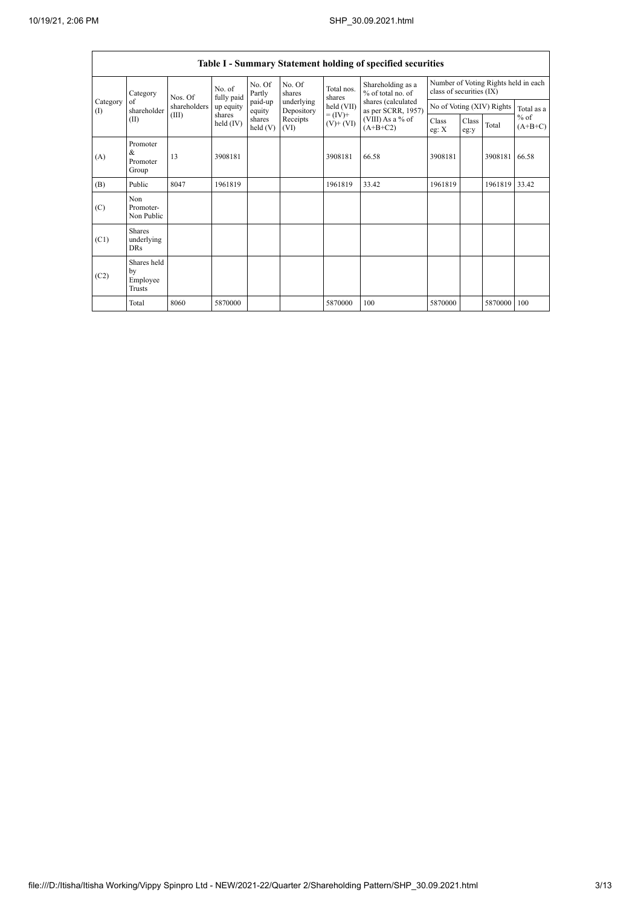## Table I - Summary Statement holding of specified securities

| Category (I) | Category of shareholder (II) | Nos. Of shareholders (III) | No. of fully paid up equity shares held (IV) | No. Of Partly paid-up equity shares held (V) | No. Of shares underlying Depository Receipts (VI) | Total nos. shares held (VII) = (IV)+ (V)+ (VI) | Shareholding as a % of total no. of shares (calculated as per SCRR, 1957) (VIII) As a % of (A+B+C2) | Number of Voting Rights held in each class of securities (IX) | | | |
|---|---|---|---|---|---|---|---|---|---|---|---|
| | | | | | | | | No of Voting (XIV) Rights | | | Total as a % of (A+B+C) |
| | | | | | | | | Class eg: X | Class eg:y | Total | |
| (A) | Promoter & Promoter Group | 13 | 3908181 | | | 3908181 | 66.58 | 3908181 | | 3908181 | 66.58 |
| (B) | Public | 8047 | 1961819 | | | 1961819 | 33.42 | 1961819 | | 1961819 | 33.42 |
| (C) | Non Promoter- Non Public | | | | | | | | | | |
| (C1) | Shares underlying DRs | | | | | | | | | | |
| (C2) | Shares held by Employee Trusts | | | | | | | | | | |
| | Total | 8060 | 5870000 | | | 5870000 | 100 | 5870000 | | 5870000 | 100 |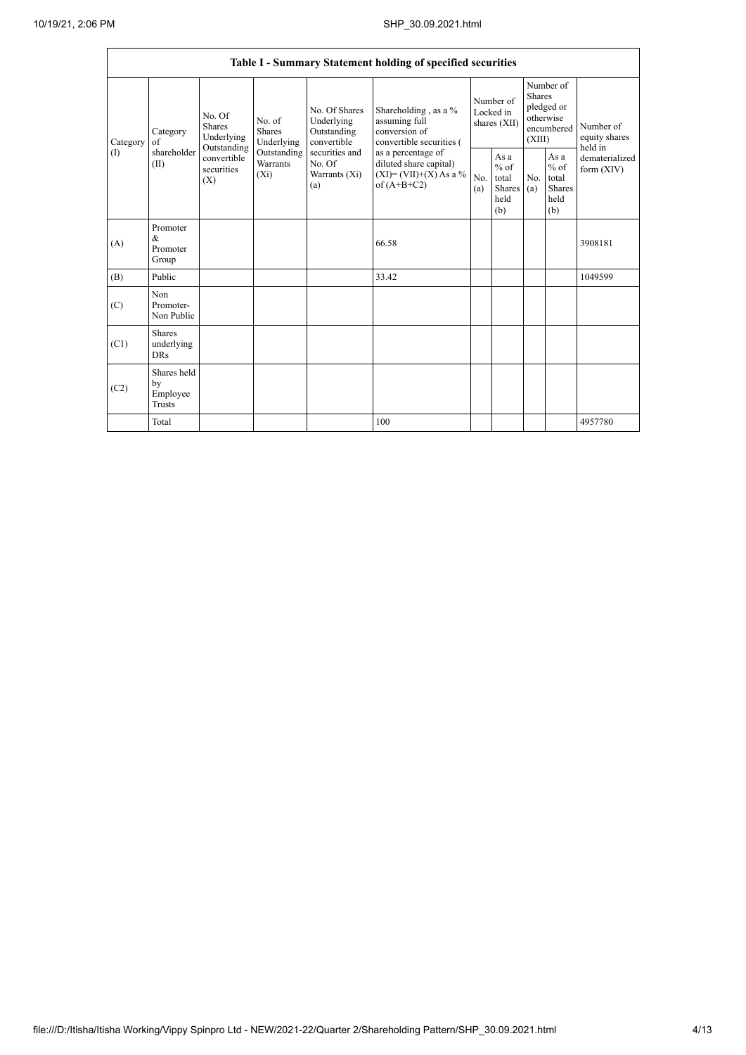| Table I - Summary Statement holding of specified securities | | | | | | | | | | | |
|---|---|---|---|---|---|---|---|---|---|---|---|
| Category (I) | Category of shareholder (II) | No. Of Shares Underlying Outstanding convertible securities (X) | No. of Shares Underlying Outstanding Warrants (Xi) | No. Of Shares Underlying Outstanding convertible securities and No. Of Warrants (Xi) (a) | Shareholding , as a % assuming full conversion of convertible securities ( as a percentage of diluted share capital) (XI)= (VII)+(X) As a % of (A+B+C2) | Number of Locked in shares (XII) | | Number of Shares pledged or otherwise encumbered (XIII) | | Number of equity shares held in dematerialized form (XIV) |
| | | | | | | No. (a) | As a % of total Shares held (b) | No. (a) | As a % of total Shares held (b) | |
| (A) | Promoter & Promoter Group | | | | 66.58 | | | | | 3908181 |
| (B) | Public | | | | 33.42 | | | | | 1049599 |
| (C) | Non Promoter- Non Public | | | | | | | | | |
| (C1) | Shares underlying DRs | | | | | | | | | |
| (C2) | Shares held by Employee Trusts | | | | | | | | | |
| | Total | | | | 100 | | | | | 4957780 |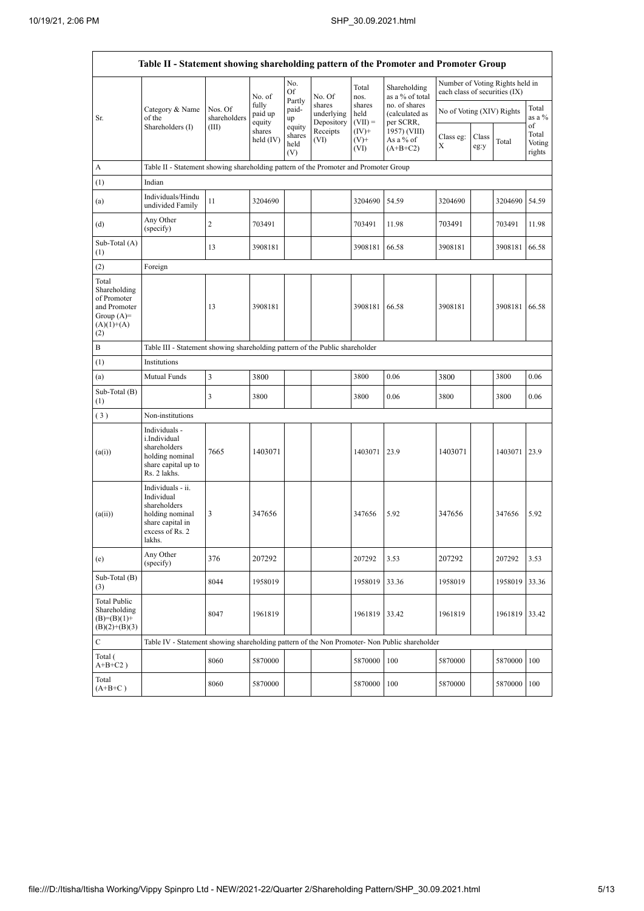| Table II - Statement showing shareholding pattern of the Promoter and Promoter Group | | | | | | | | | | | |
|---|---|---|---|---|---|---|---|---|---|---|---|
| Sr. | Category & Name of the Shareholders (I) | Nos. Of shareholders (III) | No. of fully paid up equity shares held (IV) | No. Of Partly paid-up equity shares held (V) | No. Of shares underlying Depository Receipts (VI) | Total nos. shares held (VII) = (IV)+ (V)+ (VI) | Shareholding as a % of total no. of shares (calculated as per SCRR, 1957) (VIII) As a % of (A+B+C2) | Number of Voting Rights held in each class of securities (IX) | | | |
| | | | | | | | | No of Voting (XIV) Rights | | | Total as a % of Total Voting rights |
| | | | | | | | | Class eg: X | Class eg:y | Total | |
| A | Table II - Statement showing shareholding pattern of the Promoter and Promoter Group | | | | | | | | | | |
| (1) | Indian | | | | | | | | | | |
| (a) | Individuals/Hindu undivided Family | 11 | 3204690 | | | 3204690 | 54.59 | 3204690 | | 3204690 | 54.59 |
| (d) | Any Other (specify) | 2 | 703491 | | | 703491 | 11.98 | 703491 | | 703491 | 11.98 |
| Sub-Total (A) (1) | | 13 | 3908181 | | | 3908181 | 66.58 | 3908181 | | 3908181 | 66.58 |
| (2) | Foreign | | | | | | | | | | |
| Total Shareholding of Promoter and Promoter Group (A)= (A)(1)+(A)(2) | | 13 | 3908181 | | | 3908181 | 66.58 | 3908181 | | 3908181 | 66.58 |
| B | Table III - Statement showing shareholding pattern of the Public shareholder | | | | | | | | | | |
| (1) | Institutions | | | | | | | | | | |
| (a) | Mutual Funds | 3 | 3800 | | | 3800 | 0.06 | 3800 | | 3800 | 0.06 |
| Sub-Total (B) (1) | | 3 | 3800 | | | 3800 | 0.06 | 3800 | | 3800 | 0.06 |
| (3) | Non-institutions | | | | | | | | | | |
| (a(i)) | Individuals - i.Individual shareholders holding nominal share capital up to Rs. 2 lakhs. | 7665 | 1403071 | | | 1403071 | 23.9 | 1403071 | | 1403071 | 23.9 |
| (a(ii)) | Individuals - ii. Individual shareholders holding nominal share capital in excess of Rs. 2 lakhs. | 3 | 347656 | | | 347656 | 5.92 | 347656 | | 347656 | 5.92 |
| (e) | Any Other (specify) | 376 | 207292 | | | 207292 | 3.53 | 207292 | | 207292 | 3.53 |
| Sub-Total (B) (3) | | 8044 | 1958019 | | | 1958019 | 33.36 | 1958019 | | 1958019 | 33.36 |
| Total Public Shareholding (B)=(B)(1)+(B)(2)+(B)(3) | | 8047 | 1961819 | | | 1961819 | 33.42 | 1961819 | | 1961819 | 33.42 |
| C | Table IV - Statement showing shareholding pattern of the Non Promoter- Non Public shareholder | | | | | | | | | | |
| Total ( A+B+C2 ) | | 8060 | 5870000 | | | 5870000 | 100 | 5870000 | | 5870000 | 100 |
| Total (A+B+C ) | | 8060 | 5870000 | | | 5870000 | 100 | 5870000 | | 5870000 | 100 |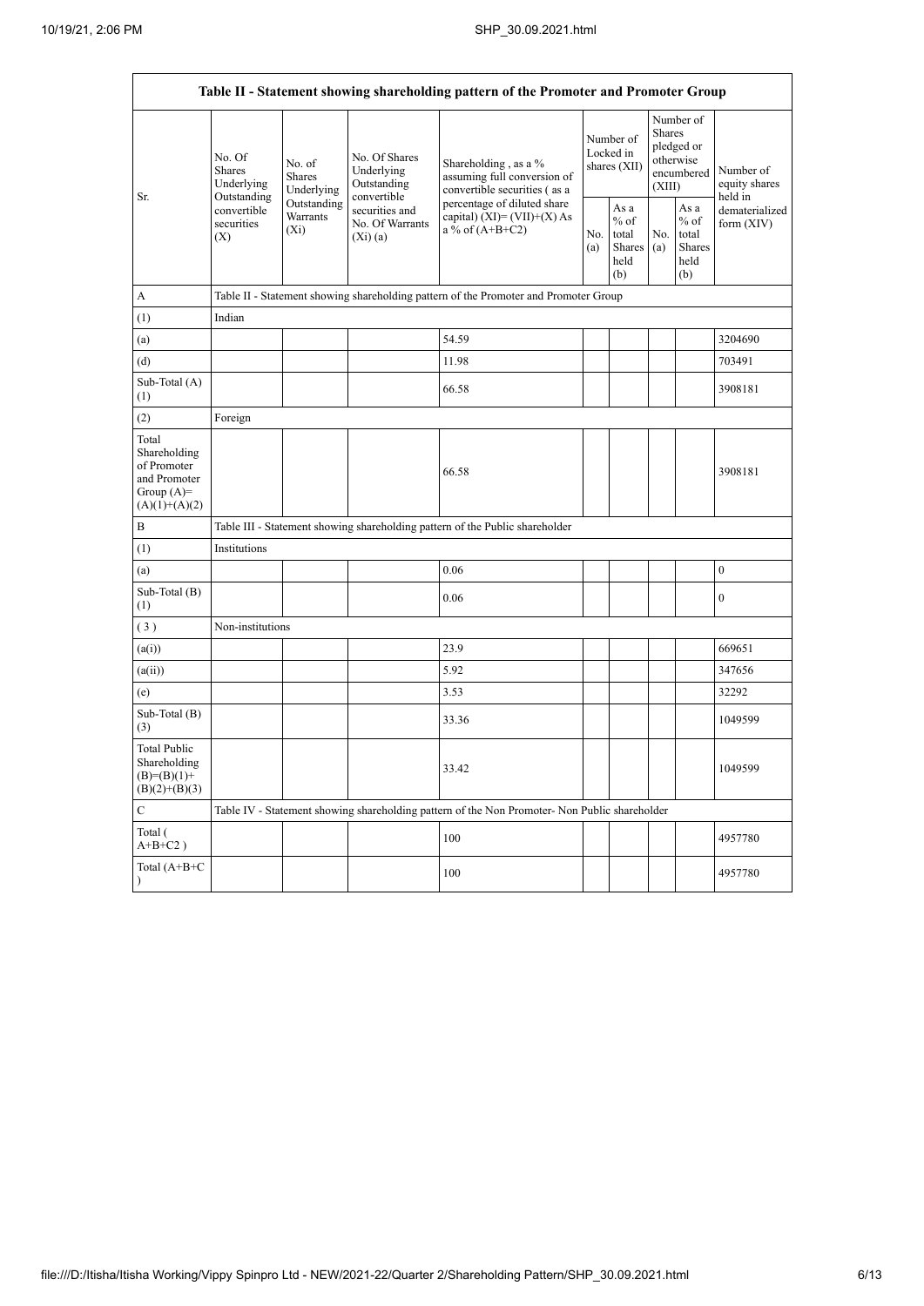| Table II - Statement showing shareholding pattern of the Promoter and Promoter Group | | | | | | | | | |
|---|---|---|---|---|---|---|---|---|---|
| Sr. | No. Of Shares Underlying Outstanding convertible securities (X) | No. of Shares Underlying Outstanding Warrants (Xi) | No. Of Shares Underlying Outstanding convertible securities and No. Of Warrants (Xi) (a) | Shareholding , as a % assuming full conversion of convertible securities ( as a percentage of diluted share capital) (XI)= (VII)+(X) As a % of (A+B+C2) | Number of Locked in shares (XII) | | Number of Shares pledged or otherwise encumbered (XIII) | | Number of equity shares held in dematerialized form (XIV) |
| | | | | | No. (a) | As a % of total Shares held (b) | No. (a) | As a % of total Shares held (b) | |
| A | Table II - Statement showing shareholding pattern of the Promoter and Promoter Group | | | | | | | | |
| (1) | Indian | | | | | | | | |
| (a) | | | | 54.59 | | | | | 3204690 |
| (d) | | | | 11.98 | | | | | 703491 |
| Sub-Total (A) (1) | | | | 66.58 | | | | | 3908181 |
| (2) | Foreign | | | | | | | | |
| Total Shareholding of Promoter and Promoter Group (A)= (A)(1)+(A)(2) | | | | 66.58 | | | | | 3908181 |
| B | Table III - Statement showing shareholding pattern of the Public shareholder | | | | | | | | |
| (1) | Institutions | | | | | | | | |
| (a) | | | | 0.06 | | | | | 0 |
| Sub-Total (B) (1) | | | | 0.06 | | | | | 0 |
| ( 3 ) | Non-institutions | | | | | | | | |
| (a(i)) | | | | 23.9 | | | | | 669651 |
| (a(ii)) | | | | 5.92 | | | | | 347656 |
| (e) | | | | 3.53 | | | | | 32292 |
| Sub-Total (B) (3) | | | | 33.36 | | | | | 1049599 |
| Total Public Shareholding (B)=(B)(1)+ (B)(2)+(B)(3) | | | | 33.42 | | | | | 1049599 |
| C | Table IV - Statement showing shareholding pattern of the Non Promoter- Non Public shareholder | | | | | | | | |
| Total ( A+B+C2 ) | | | | 100 | | | | | 4957780 |
| Total (A+B+C ) | | | | 100 | | | | | 4957780 |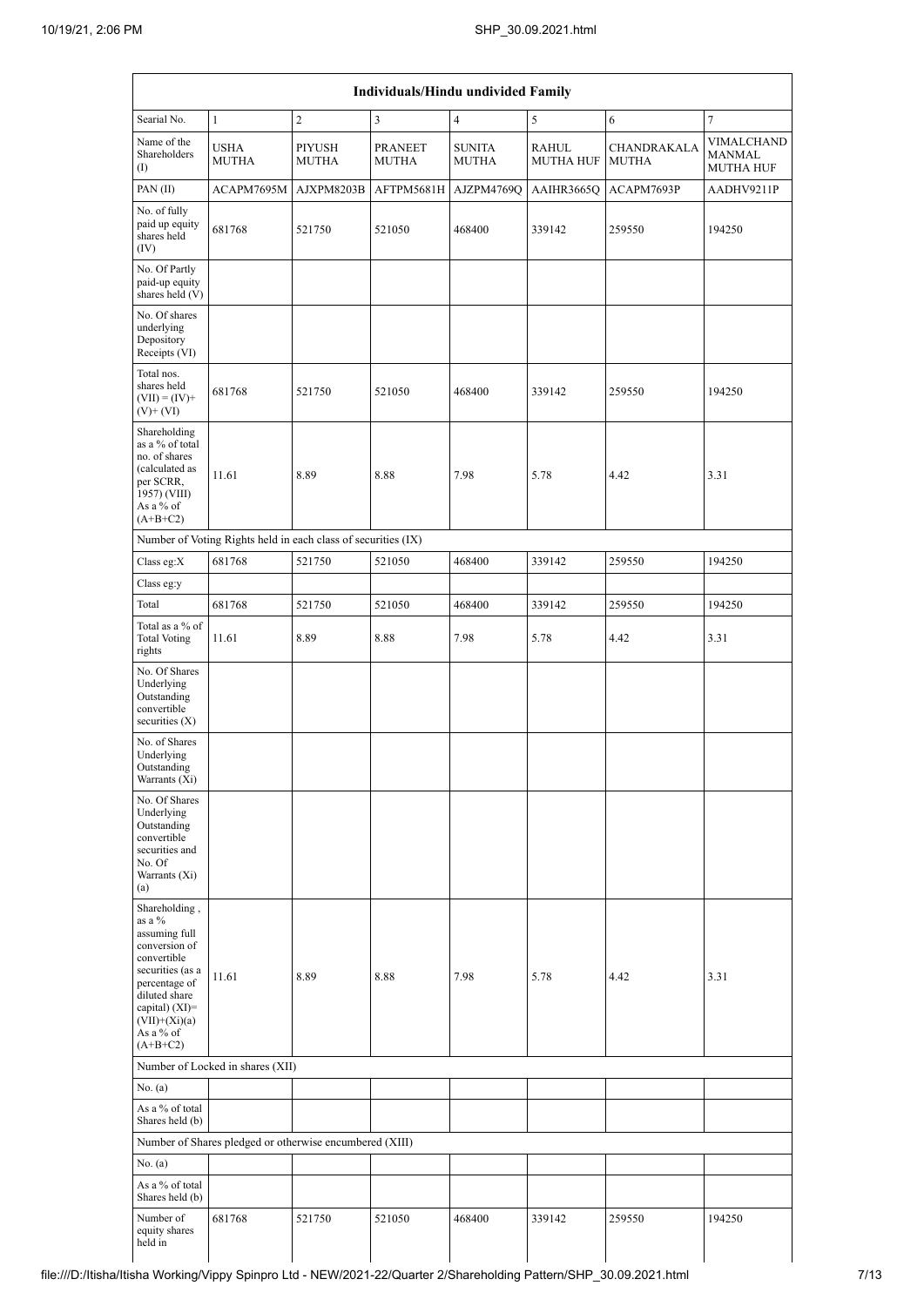| Individuals/Hindu undivided Family | | | | | | | |
|---|---|---|---|---|---|---|---|
| Searial No. | 1 | 2 | 3 | 4 | 5 | 6 | 7 |
| Name of the Shareholders (I) | USHA MUTHA | PIYUSH MUTHA | PRANEET MUTHA | SUNITA MUTHA | RAHUL MUTHA HUF | CHANDRAKALA MUTHA | VIMALCHAND MANMAL MUTHA HUF |
| PAN (II) | ACAPM7695M | AJXPM8203B | AFTPM5681H | AJZPM4769Q | AAIHR3665Q | ACAPM7693P | AADHV9211P |
| No. of fully paid up equity shares held (IV) | 681768 | 521750 | 521050 | 468400 | 339142 | 259550 | 194250 |
| No. Of Partly paid-up equity shares held (V) | | | | | | | |
| No. Of shares underlying Depository Receipts (VI) | | | | | | | |
| Total nos. shares held (VII) = (IV)+ (V)+ (VI) | 681768 | 521750 | 521050 | 468400 | 339142 | 259550 | 194250 |
| Shareholding as a % of total no. of shares (calculated as per SCRR, 1957) (VIII) As a % of (A+B+C2) | 11.61 | 8.89 | 8.88 | 7.98 | 5.78 | 4.42 | 3.31 |
| Number of Voting Rights held in each class of securities (IX) | | | | | | | |
| Class eg:X | 681768 | 521750 | 521050 | 468400 | 339142 | 259550 | 194250 |
| Class eg:y | | | | | | | |
| Total | 681768 | 521750 | 521050 | 468400 | 339142 | 259550 | 194250 |
| Total as a % of Total Voting rights | 11.61 | 8.89 | 8.88 | 7.98 | 5.78 | 4.42 | 3.31 |
| No. Of Shares Underlying Outstanding convertible securities (X) | | | | | | | |
| No. of Shares Underlying Outstanding Warrants (Xi) | | | | | | | |
| No. Of Shares Underlying Outstanding convertible securities and No. Of Warrants (Xi) (a) | | | | | | | |
| Shareholding , as a % assuming full conversion of convertible securities (as a percentage of diluted share capital) (XI)= (VII)+(Xi)(a) As a % of (A+B+C2) | 11.61 | 8.89 | 8.88 | 7.98 | 5.78 | 4.42 | 3.31 |
| Number of Locked in shares (XII) | | | | | | | |
| No. (a) | | | | | | | |
| As a % of total Shares held (b) | | | | | | | |
| Number of Shares pledged or otherwise encumbered (XIII) | | | | | | | |
| No. (a) | | | | | | | |
| As a % of total Shares held (b) | | | | | | | |
| Number of equity shares held in | 681768 | 521750 | 521050 | 468400 | 339142 | 259550 | 194250 |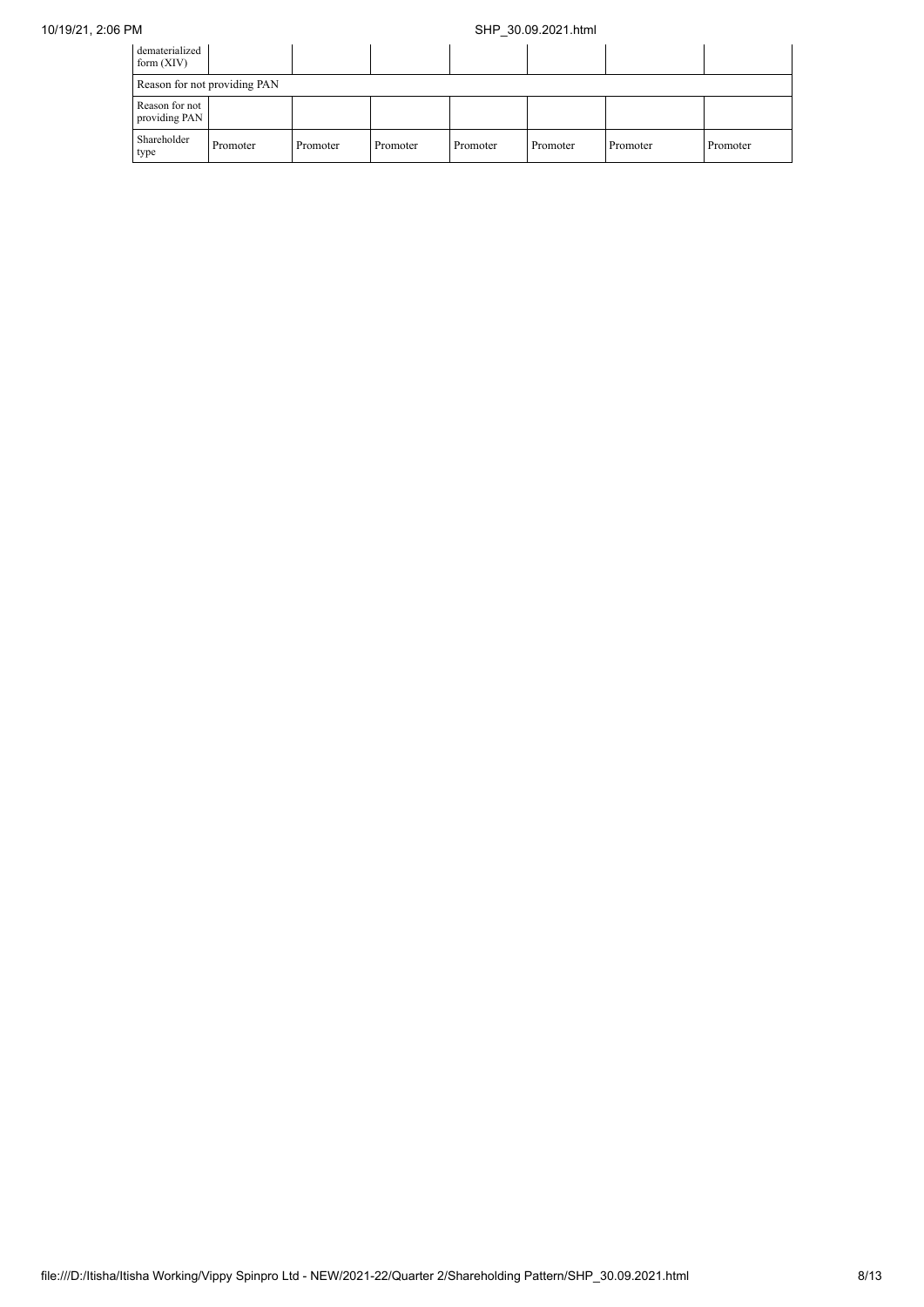| dematerialized form (XIV) | | | | | | | |
|---|---|---|---|---|---|---|---|
| Reason for not providing PAN | | | | | | | |
| Reason for not providing PAN | | | | | | | |
| Shareholder type | Promoter | Promoter | Promoter | Promoter | Promoter | Promoter | Promoter |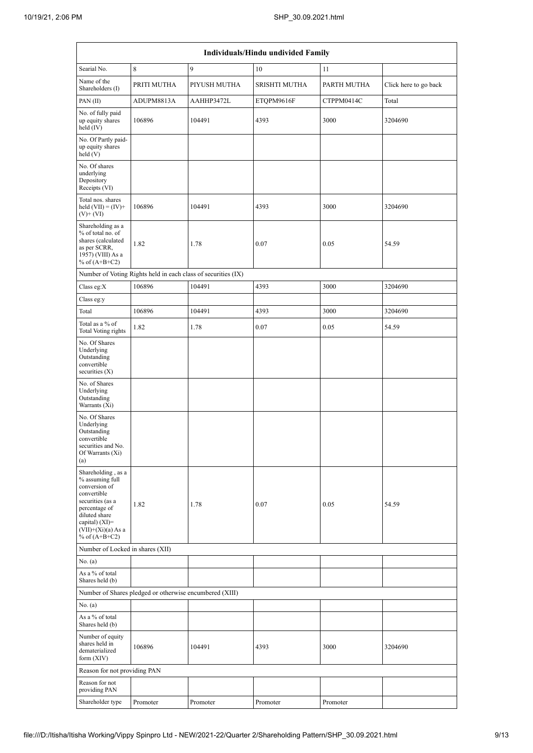| Individuals/Hindu undivided Family | | | | | |
|---|---|---|---|---|---|
| Searial No. | 8 | 9 | 10 | 11 | |
| Name of the Shareholders (I) | PRITI MUTHA | PIYUSH MUTHA | SRISHTI MUTHA | PARTH MUTHA | Click here to go back |
| PAN (II) | ADUPM8813A | AAHHP3472L | ETQPM9616F | CTPPM0414C | Total |
| No. of fully paid up equity shares held (IV) | 106896 | 104491 | 4393 | 3000 | 3204690 |
| No. Of Partly paid-up equity shares held (V) | | | | | |
| No. Of shares underlying Depository Receipts (VI) | | | | | |
| Total nos. shares held (VII) = (IV)+ (V)+ (VI) | 106896 | 104491 | 4393 | 3000 | 3204690 |
| Shareholding as a % of total no. of shares (calculated as per SCRR, 1957) (VIII) As a % of (A+B+C2) | 1.82 | 1.78 | 0.07 | 0.05 | 54.59 |
| Number of Voting Rights held in each class of securities (IX) | | | | | |
| Class eg:X | 106896 | 104491 | 4393 | 3000 | 3204690 |
| Class eg:y | | | | | |
| Total | 106896 | 104491 | 4393 | 3000 | 3204690 |
| Total as a % of Total Voting rights | 1.82 | 1.78 | 0.07 | 0.05 | 54.59 |
| No. Of Shares Underlying Outstanding convertible securities (X) | | | | | |
| No. of Shares Underlying Outstanding Warrants (Xi) | | | | | |
| No. Of Shares Underlying Outstanding convertible securities and No. Of Warrants (Xi) (a) | | | | | |
| Shareholding , as a % assuming full conversion of convertible securities (as a percentage of diluted share capital) (XI)= (VII)+(Xi)(a) As a % of (A+B+C2) | 1.82 | 1.78 | 0.07 | 0.05 | 54.59 |
| Number of Locked in shares (XII) | | | | | |
| No. (a) | | | | | |
| As a % of total Shares held (b) | | | | | |
| Number of Shares pledged or otherwise encumbered (XIII) | | | | | |
| No. (a) | | | | | |
| As a % of total Shares held (b) | | | | | |
| Number of equity shares held in dematerialized form (XIV) | 106896 | 104491 | 4393 | 3000 | 3204690 |
| Reason for not providing PAN | | | | | |
| Reason for not providing PAN | | | | | |
| Shareholder type | Promoter | Promoter | Promoter | Promoter | |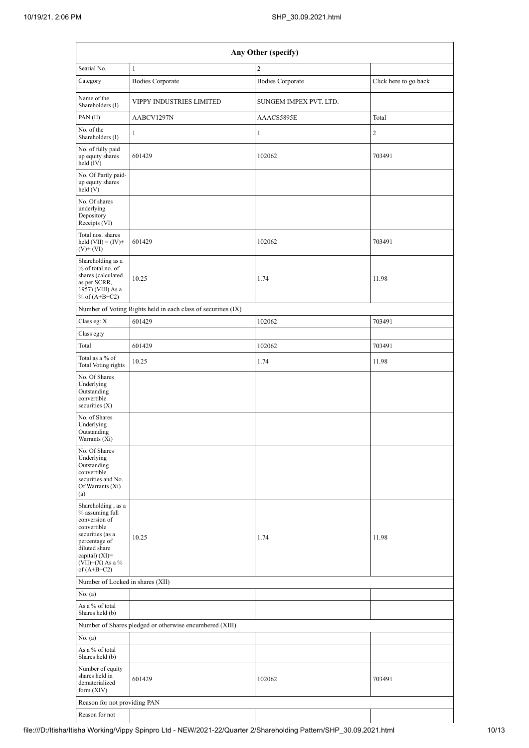| Any Other (specify) | | | |
|---|---|---|---|
| Searial No. | 1 | 2 | |
| Category | Bodies Corporate | Bodies Corporate | Click here to go back |
| Name of the Shareholders (I) | VIPPY INDUSTRIES LIMITED | SUNGEM IMPEX PVT. LTD. | |
| PAN (II) | AABCV1297N | AAACS5895E | Total |
| No. of the Shareholders (I) | 1 | 1 | 2 |
| No. of fully paid up equity shares held (IV) | 601429 | 102062 | 703491 |
| No. Of Partly paid-up equity shares held (V) | | | |
| No. Of shares underlying Depository Receipts (VI) | | | |
| Total nos. shares held (VII) = (IV)+(V)+ (VI) | 601429 | 102062 | 703491 |
| Shareholding as a % of total no. of shares (calculated as per SCRR, 1957) (VIII) As a % of (A+B+C2) | 10.25 | 1.74 | 11.98 |
| Number of Voting Rights held in each class of securities (IX) | | | |
| Class eg: X | 601429 | 102062 | 703491 |
| Class eg:y | | | |
| Total | 601429 | 102062 | 703491 |
| Total as a % of Total Voting rights | 10.25 | 1.74 | 11.98 |
| No. Of Shares Underlying Outstanding convertible securities (X) | | | |
| No. of Shares Underlying Outstanding Warrants (Xi) | | | |
| No. Of Shares Underlying Outstanding convertible securities and No. Of Warrants (Xi) (a) | | | |
| Shareholding , as a % assuming full conversion of convertible securities (as a percentage of diluted share capital) (XI)= (VII)+(X) As a % of (A+B+C2) | 10.25 | 1.74 | 11.98 |
| Number of Locked in shares (XII) | | | |
| No. (a) | | | |
| As a % of total Shares held (b) | | | |
| Number of Shares pledged or otherwise encumbered (XIII) | | | |
| No. (a) | | | |
| As a % of total Shares held (b) | | | |
| Number of equity shares held in dematerialized form (XIV) | 601429 | 102062 | 703491 |
| Reason for not providing PAN | | | |
| Reason for not | | | |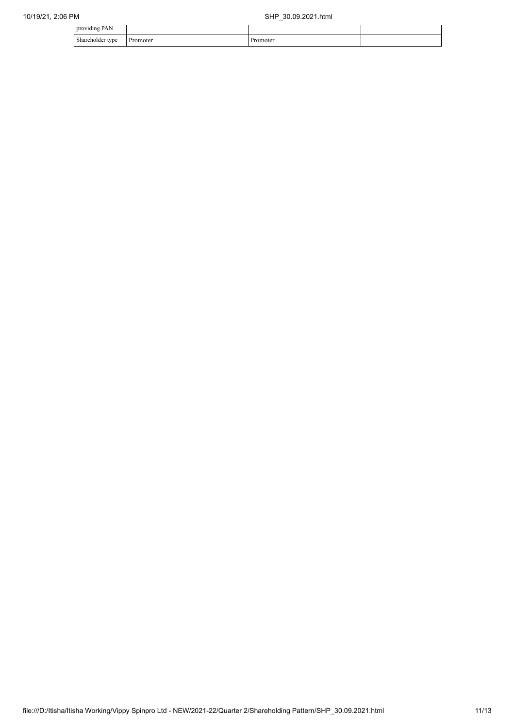| providing PAN | | | |
|---|---|---|---|
| Shareholder type | Promoter | Promoter | |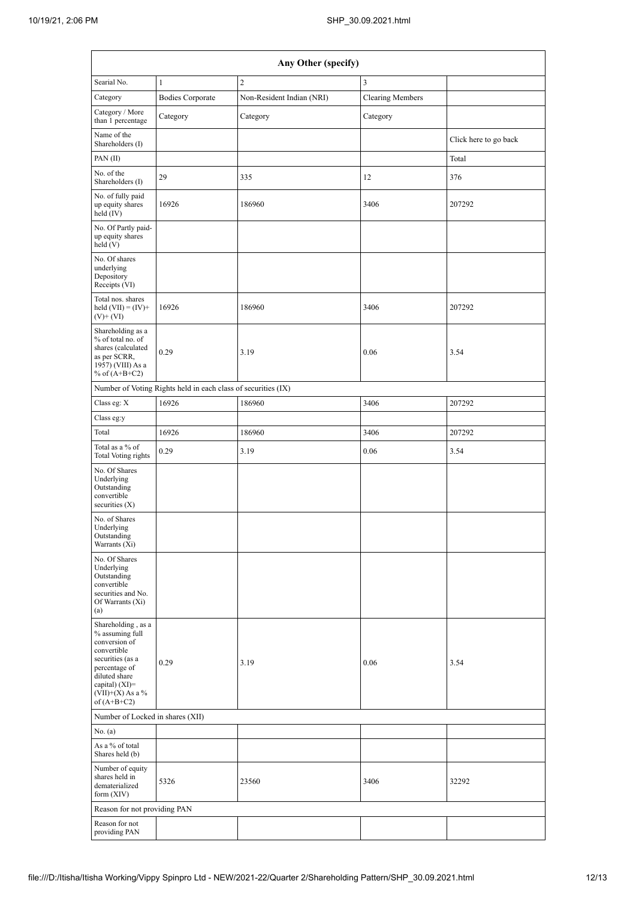| Any Other (specify) | | | | |
|---|---|---|---|---|
| Searial No. | 1 | 2 | 3 | |
| Category | Bodies Corporate | Non-Resident Indian (NRI) | Clearing Members | |
| Category / More than 1 percentage | Category | Category | Category | |
| Name of the Shareholders (I) | | | | Click here to go back |
| PAN (II) | | | | Total |
| No. of the Shareholders (I) | 29 | 335 | 12 | 376 |
| No. of fully paid up equity shares held (IV) | 16926 | 186960 | 3406 | 207292 |
| No. Of Partly paid-up equity shares held (V) | | | | |
| No. Of shares underlying Depository Receipts (VI) | | | | |
| Total nos. shares held (VII) = (IV)+(V)+ (VI) | 16926 | 186960 | 3406 | 207292 |
| Shareholding as a % of total no. of shares (calculated as per SCRR, 1957) (VIII) As a % of (A+B+C2) | 0.29 | 3.19 | 0.06 | 3.54 |
| Number of Voting Rights held in each class of securities (IX) | | | | |
| Class eg: X | 16926 | 186960 | 3406 | 207292 |
| Class eg:y | | | | |
| Total | 16926 | 186960 | 3406 | 207292 |
| Total as a % of Total Voting rights | 0.29 | 3.19 | 0.06 | 3.54 |
| No. Of Shares Underlying Outstanding convertible securities (X) | | | | |
| No. of Shares Underlying Outstanding Warrants (Xi) | | | | |
| No. Of Shares Underlying Outstanding convertible securities and No. Of Warrants (Xi) (a) | | | | |
| Shareholding , as a % assuming full conversion of convertible securities (as a percentage of diluted share capital) (XI)= (VII)+(X) As a % of (A+B+C2) | 0.29 | 3.19 | 0.06 | 3.54 |
| Number of Locked in shares (XII) | | | | |
| No. (a) | | | | |
| As a % of total Shares held (b) | | | | |
| Number of equity shares held in dematerialized form (XIV) | 5326 | 23560 | 3406 | 32292 |
| Reason for not providing PAN | | | | |
| Reason for not providing PAN | | | | |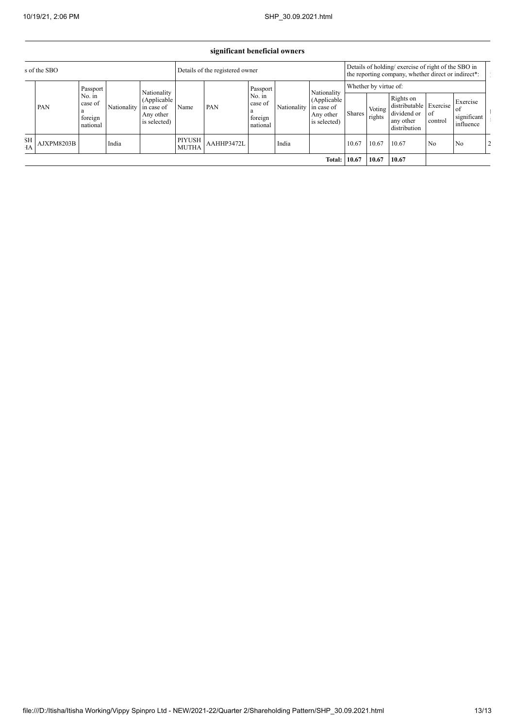## significant beneficial owners

| s of the SBO | | | | | Details of the registered owner | | | | | Details of holding/ exercise of right of the SBO in the reporting company, whether direct or indirect*: | | | | | |
|---|---|---|---|---|---|---|---|---|---|---|---|---|---|---|---|
| | | | | | | | | | | Whether by virtue of: | | | | | |
| | PAN | Passport No. in case of a foreign national | Nationality | Nationality (Applicable in case of Any other is selected) | Name | PAN | Passport No. in case of a foreign national | Nationality | Nationality (Applicable in case of Any other is selected) | Shares | Voting rights | Rights on distributable dividend or any other distribution | Exercise of control | Exercise of significant influence | |
| SH HA | AJXPM8203B | | India | | PIYUSH MUTHA | AAHHP3472L | | India | | 10.67 | 10.67 | 10.67 | No | No | 2 |
| | | | | | | | | | **Total:** | **10.67** | **10.67** | **10.67** | | | |